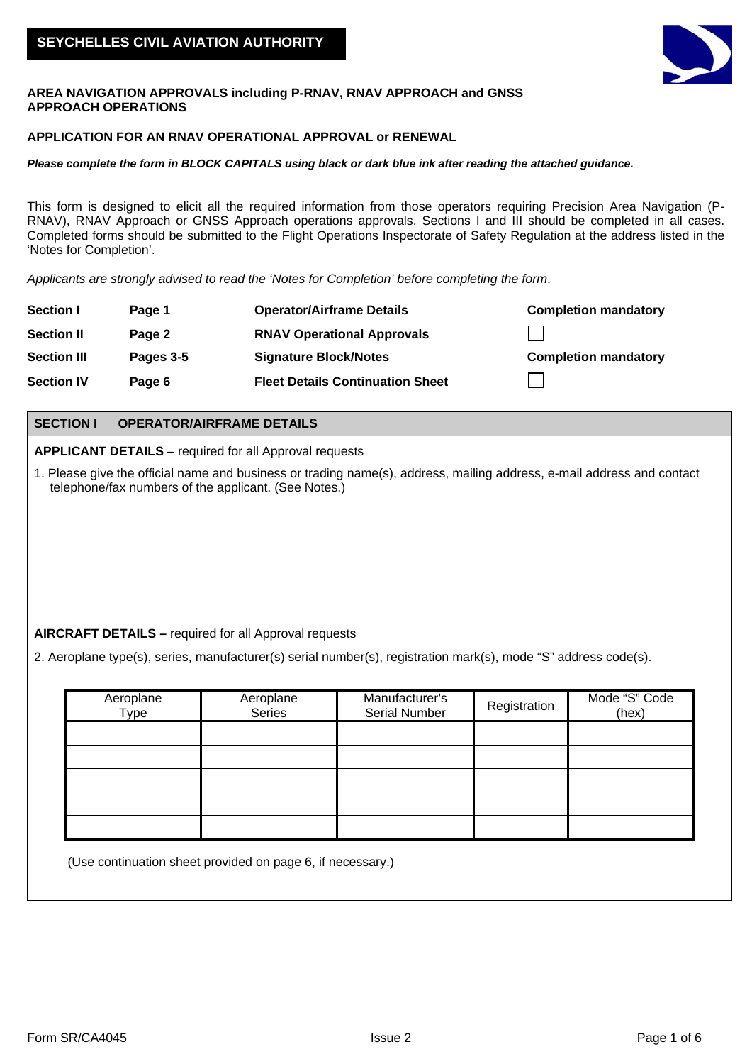# SEYCHELLES CIVIL AVIATION AUTHORITY

**AREA NAVIGATION APPROVALS including P-RNAV, RNAV APPROACH and GNSS APPROACH OPERATIONS**

**APPLICATION FOR AN RNAV OPERATIONAL APPROVAL or RENEWAL**

***Please complete the form in BLOCK CAPITALS using black or dark blue ink after reading the attached guidance.***

This form is designed to elicit all the required information from those operators requiring Precision Area Navigation (P-RNAV), RNAV Approach or GNSS Approach operations approvals. Sections I and III should be completed in all cases. Completed forms should be submitted to the Flight Operations Inspectorate of Safety Regulation at the address listed in the 'Notes for Completion'.

*Applicants are strongly advised to read the 'Notes for Completion' before completing the form*.

| | | | |
|---|---|---|---|
| **Section I** | **Page 1** | **Operator/Airframe Details** | **Completion mandatory** |
| **Section II** | **Page 2** | **RNAV Operational Approvals** | ☐ |
| **Section III** | **Pages 3-5** | **Signature Block/Notes** | **Completion mandatory** |
| **Section IV** | **Page 6** | **Fleet Details Continuation Sheet** | ☐ |

## SECTION I OPERATOR/AIRFRAME DETAILS

**APPLICANT DETAILS** – required for all Approval requests

1. Please give the official name and business or trading name(s), address, mailing address, e-mail address and contact telephone/fax numbers of the applicant. (See Notes.)

**AIRCRAFT DETAILS –** required for all Approval requests

2. Aeroplane type(s), series, manufacturer(s) serial number(s), registration mark(s), mode "S" address code(s).

| Aeroplane Type | Aeroplane Series | Manufacturer's Serial Number | Registration | Mode "S" Code (hex) |
|---|---|---|---|---|
| | | | | |
| | | | | |
| | | | | |
| | | | | |
| | | | | |

(Use continuation sheet provided on page 6, if necessary.)

Form SR/CA4045 Issue 2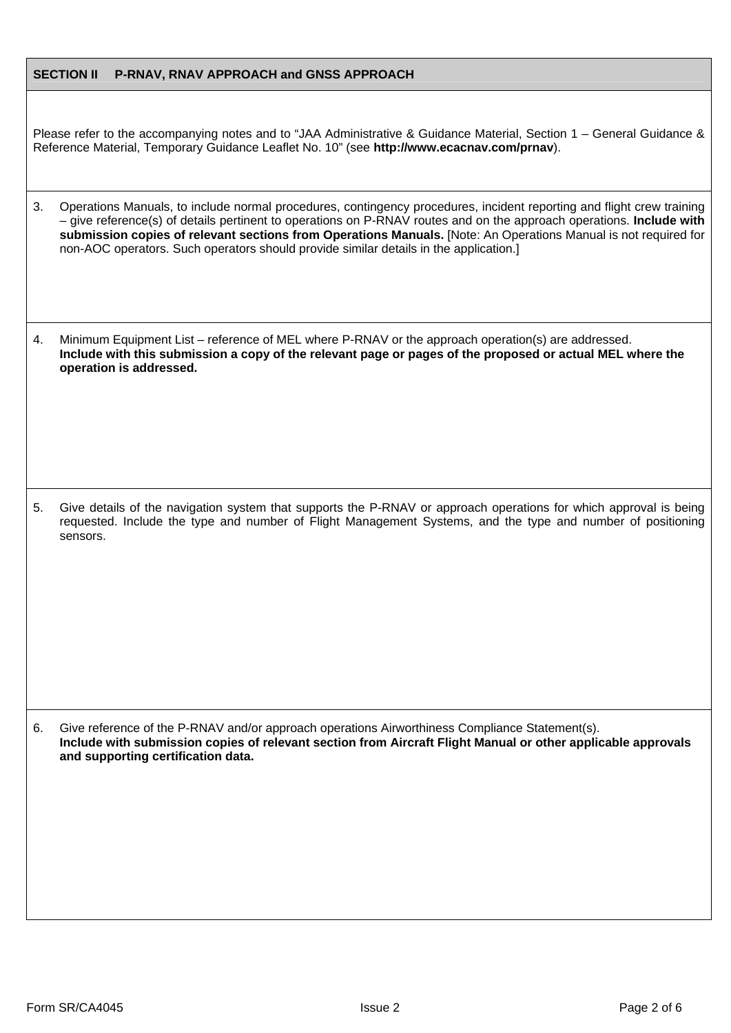## SECTION II P-RNAV, RNAV APPROACH and GNSS APPROACH

Please refer to the accompanying notes and to “JAA Administrative & Guidance Material, Section 1 – General Guidance & Reference Material, Temporary Guidance Leaflet No. 10” (see **http://www.ecacnav.com/prnav**).

3. Operations Manuals, to include normal procedures, contingency procedures, incident reporting and flight crew training – give reference(s) of details pertinent to operations on P-RNAV routes and on the approach operations. **Include with submission copies of relevant sections from Operations Manuals.** [Note: An Operations Manual is not required for non-AOC operators. Such operators should provide similar details in the application.]

4. Minimum Equipment List – reference of MEL where P-RNAV or the approach operation(s) are addressed.
   **Include with this submission a copy of the relevant page or pages of the proposed or actual MEL where the operation is addressed.**

5. Give details of the navigation system that supports the P-RNAV or approach operations for which approval is being requested. Include the type and number of Flight Management Systems, and the type and number of positioning sensors.

6. Give reference of the P-RNAV and/or approach operations Airworthiness Compliance Statement(s).
   **Include with submission copies of relevant section from Aircraft Flight Manual or other applicable approvals and supporting certification data.**

Form SR/CA4045 Issue 2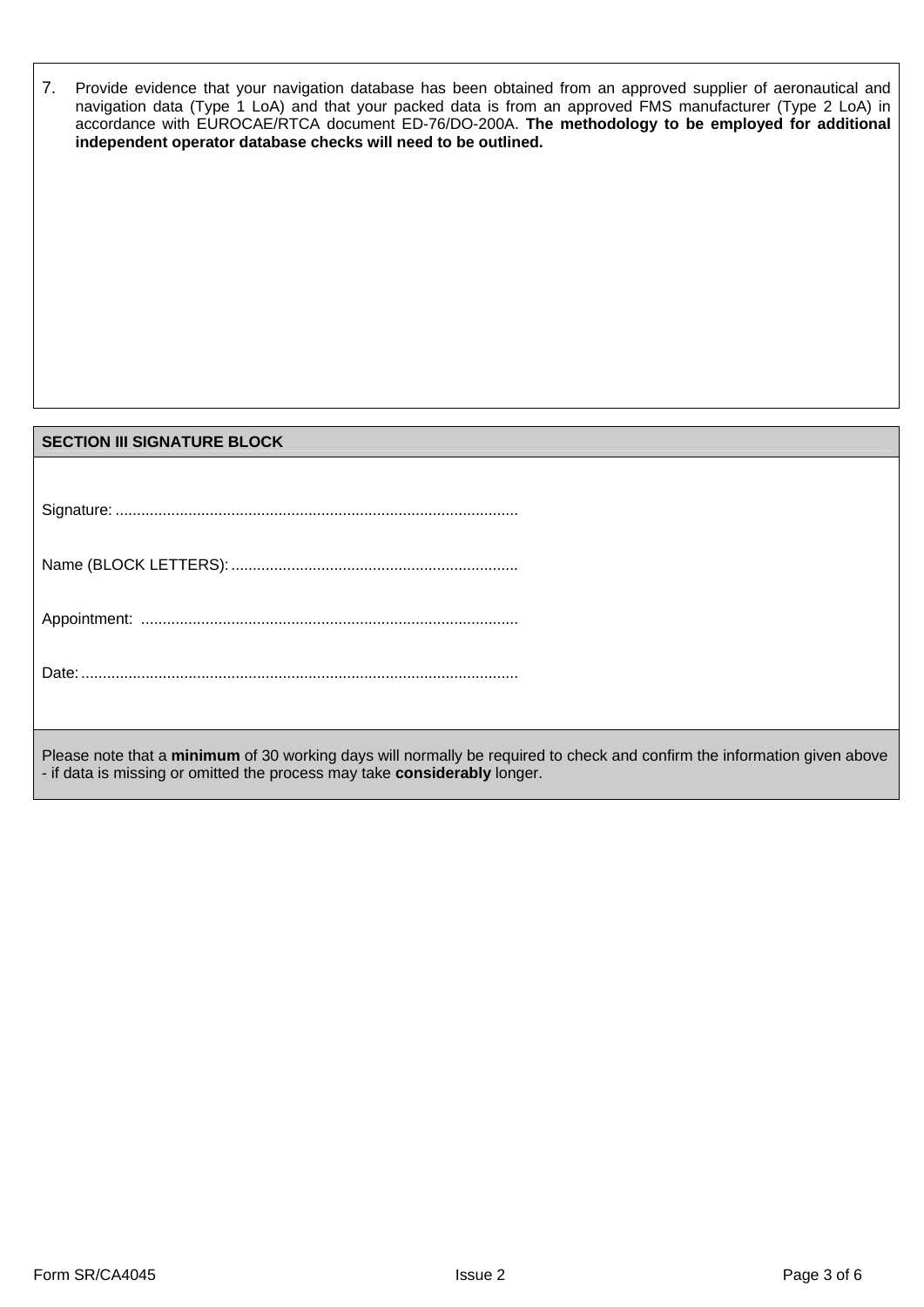7. Provide evidence that your navigation database has been obtained from an approved supplier of aeronautical and navigation data (Type 1 LoA) and that your packed data is from an approved FMS manufacturer (Type 2 LoA) in accordance with EUROCAE/RTCA document ED-76/DO-200A. **The methodology to be employed for additional independent operator database checks will need to be outlined.**

## SECTION III SIGNATURE BLOCK

Signature: ............................................................................................

Name (BLOCK LETTERS): ..................................................................

Appointment: .......................................................................................

Date: ....................................................................................................

Please note that a **minimum** of 30 working days will normally be required to check and confirm the information given above - if data is missing or omitted the process may take **considerably** longer.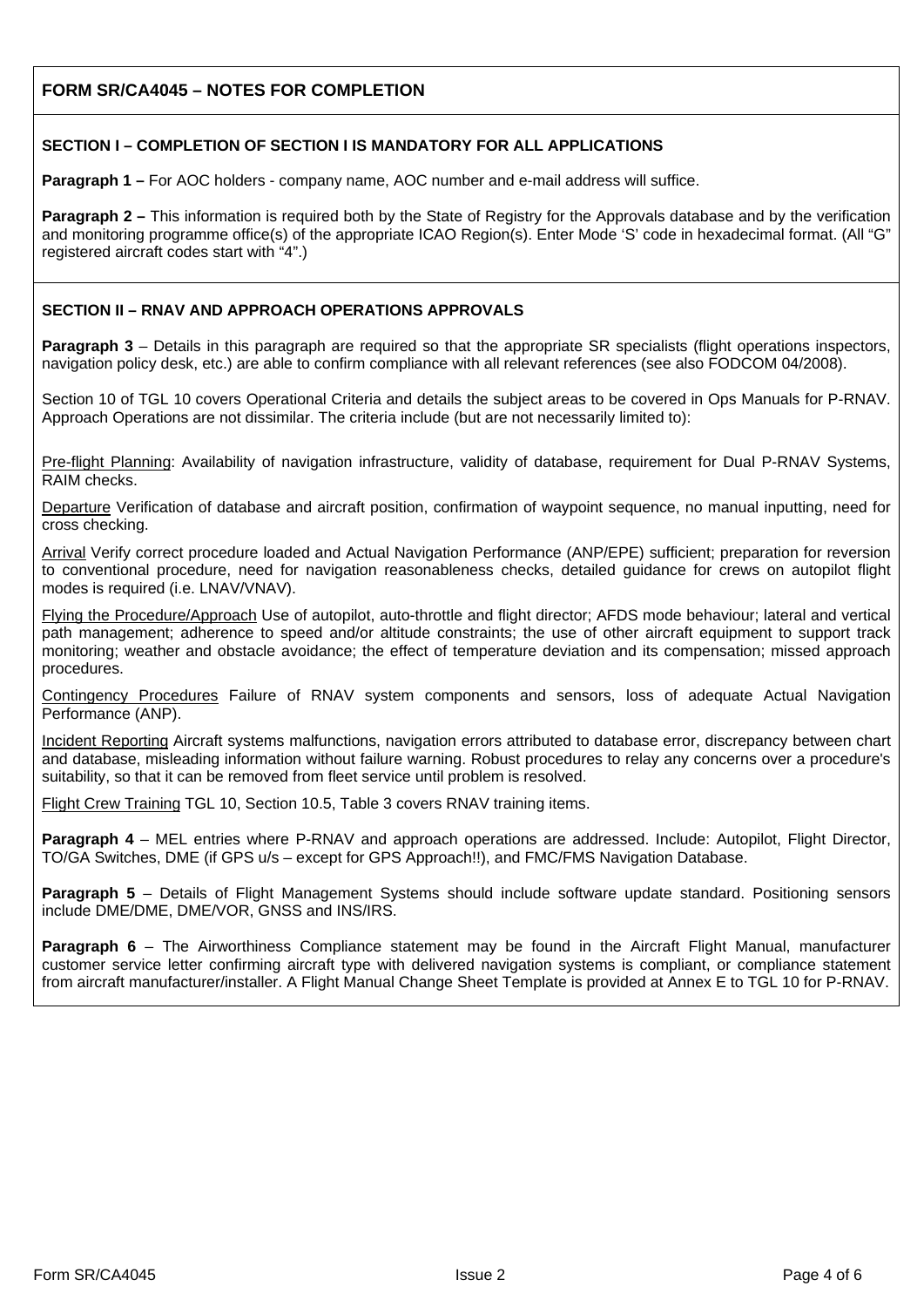## FORM SR/CA4045 – NOTES FOR COMPLETION

### SECTION I – COMPLETION OF SECTION I IS MANDATORY FOR ALL APPLICATIONS

**Paragraph 1 –** For AOC holders - company name, AOC number and e-mail address will suffice.

**Paragraph 2 –** This information is required both by the State of Registry for the Approvals database and by the verification and monitoring programme office(s) of the appropriate ICAO Region(s). Enter Mode 'S' code in hexadecimal format. (All "G" registered aircraft codes start with "4".)

### SECTION II – RNAV AND APPROACH OPERATIONS APPROVALS

**Paragraph 3** – Details in this paragraph are required so that the appropriate SR specialists (flight operations inspectors, navigation policy desk, etc.) are able to confirm compliance with all relevant references (see also FODCOM 04/2008).

Section 10 of TGL 10 covers Operational Criteria and details the subject areas to be covered in Ops Manuals for P-RNAV. Approach Operations are not dissimilar. The criteria include (but are not necessarily limited to):

<u>Pre-flight Planning</u>: Availability of navigation infrastructure, validity of database, requirement for Dual P-RNAV Systems, RAIM checks.

<u>Departure</u> Verification of database and aircraft position, confirmation of waypoint sequence, no manual inputting, need for cross checking.

<u>Arrival</u> Verify correct procedure loaded and Actual Navigation Performance (ANP/EPE) sufficient; preparation for reversion to conventional procedure, need for navigation reasonableness checks, detailed guidance for crews on autopilot flight modes is required (i.e. LNAV/VNAV).

<u>Flying the Procedure/Approach</u> Use of autopilot, auto-throttle and flight director; AFDS mode behaviour; lateral and vertical path management; adherence to speed and/or altitude constraints; the use of other aircraft equipment to support track monitoring; weather and obstacle avoidance; the effect of temperature deviation and its compensation; missed approach procedures.

<u>Contingency Procedures</u> Failure of RNAV system components and sensors, loss of adequate Actual Navigation Performance (ANP).

<u>Incident Reporting</u> Aircraft systems malfunctions, navigation errors attributed to database error, discrepancy between chart and database, misleading information without failure warning. Robust procedures to relay any concerns over a procedure's suitability, so that it can be removed from fleet service until problem is resolved.

<u>Flight Crew Training</u> TGL 10, Section 10.5, Table 3 covers RNAV training items.

**Paragraph 4** – MEL entries where P-RNAV and approach operations are addressed. Include: Autopilot, Flight Director, TO/GA Switches, DME (if GPS u/s – except for GPS Approach!!), and FMC/FMS Navigation Database.

**Paragraph 5** – Details of Flight Management Systems should include software update standard. Positioning sensors include DME/DME, DME/VOR, GNSS and INS/IRS.

**Paragraph 6** – The Airworthiness Compliance statement may be found in the Aircraft Flight Manual, manufacturer customer service letter confirming aircraft type with delivered navigation systems is compliant, or compliance statement from aircraft manufacturer/installer. A Flight Manual Change Sheet Template is provided at Annex E to TGL 10 for P-RNAV.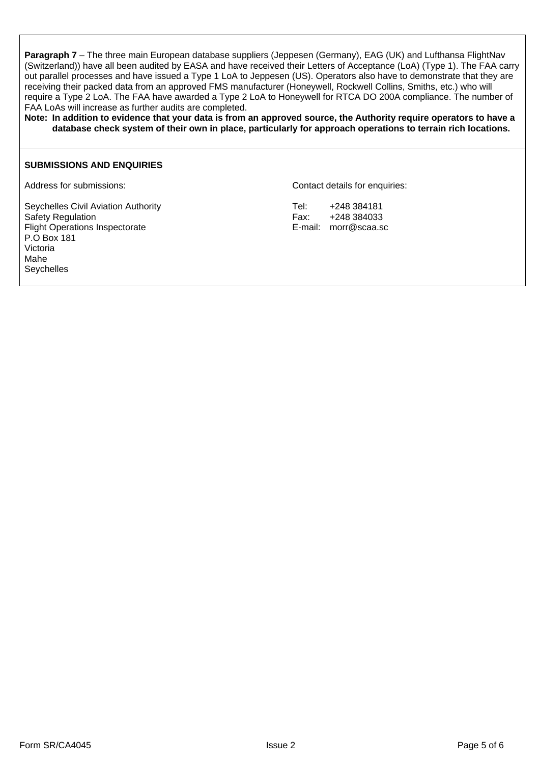**Paragraph 7** – The three main European database suppliers (Jeppesen (Germany), EAG (UK) and Lufthansa FlightNav (Switzerland)) have all been audited by EASA and have received their Letters of Acceptance (LoA) (Type 1). The FAA carry out parallel processes and have issued a Type 1 LoA to Jeppesen (US). Operators also have to demonstrate that they are receiving their packed data from an approved FMS manufacturer (Honeywell, Rockwell Collins, Smiths, etc.) who will require a Type 2 LoA. The FAA have awarded a Type 2 LoA to Honeywell for RTCA DO 200A compliance. The number of FAA LoAs will increase as further audits are completed.

**Note: In addition to evidence that your data is from an approved source, the Authority require operators to have a database check system of their own in place, particularly for approach operations to terrain rich locations.**

**SUBMISSIONS AND ENQUIRIES**

Address for submissions:

Seychelles Civil Aviation Authority
Safety Regulation
Flight Operations Inspectorate
P.O Box 181
Victoria
Mahe
Seychelles

Contact details for enquiries:

Tel: +248 384181
Fax: +248 384033
E-mail: morr@scaa.sc

Form SR/CA4045 Issue 2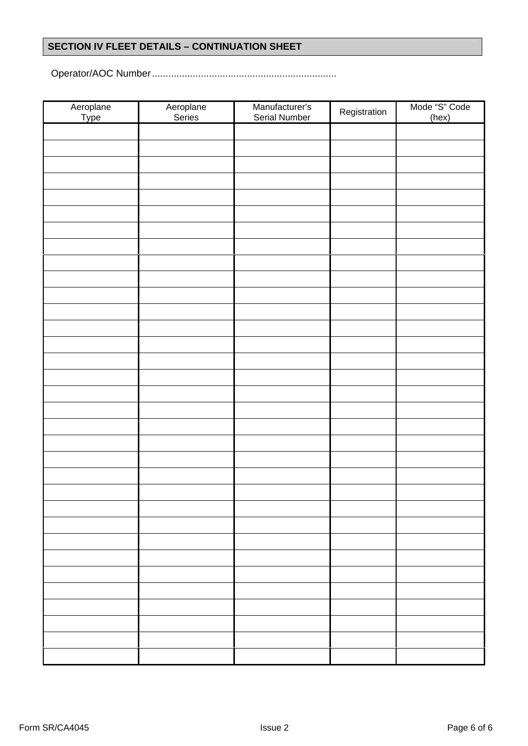## SECTION IV FLEET DETAILS – CONTINUATION SHEET

Operator/AOC Number....................................................................

| Aeroplane Type | Aeroplane Series | Manufacturer's Serial Number | Registration | Mode "S" Code (hex) |
|---|---|---|---|---|
| | | | | |
| | | | | |
| | | | | |
| | | | | |
| | | | | |
| | | | | |
| | | | | |
| | | | | |
| | | | | |
| | | | | |
| | | | | |
| | | | | |
| | | | | |
| | | | | |
| | | | | |
| | | | | |
| | | | | |
| | | | | |
| | | | | |
| | | | | |
| | | | | |
| | | | | |
| | | | | |
| | | | | |
| | | | | |
| | | | | |
| | | | | |
| | | | | |
| | | | | |
| | | | | |
| | | | | |
| | | | | |
| | | | | |

Form SR/CA4045 Issue 2